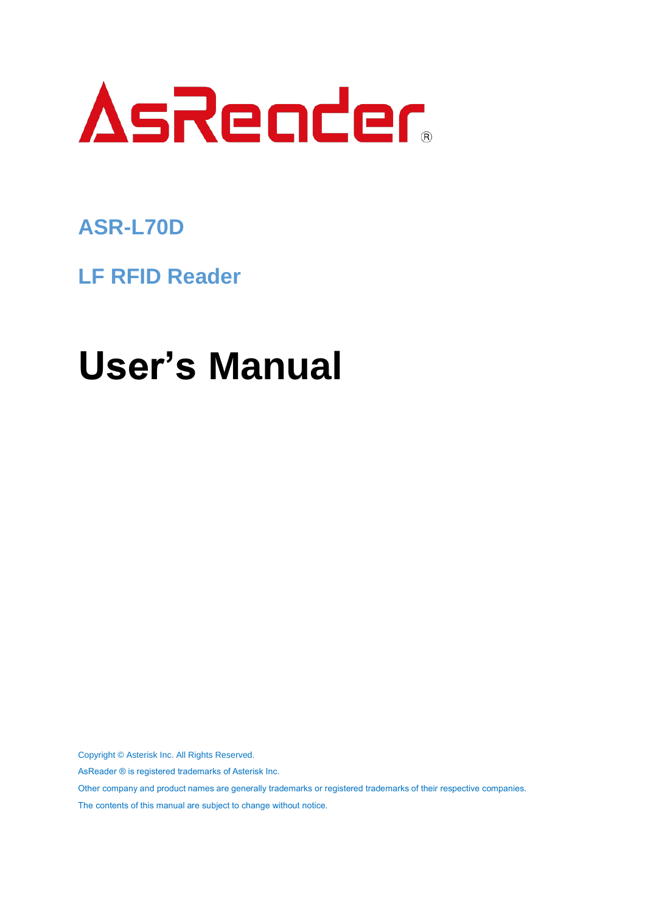AsReader®

## ASR-L70D

## LF RFID Reader

# User's Manual

Copyright © Asterisk Inc. All Rights Reserved.

AsReader ® is registered trademarks of Asterisk Inc.

Other company and product names are generally trademarks or registered trademarks of their respective companies.

The contents of this manual are subject to change without notice.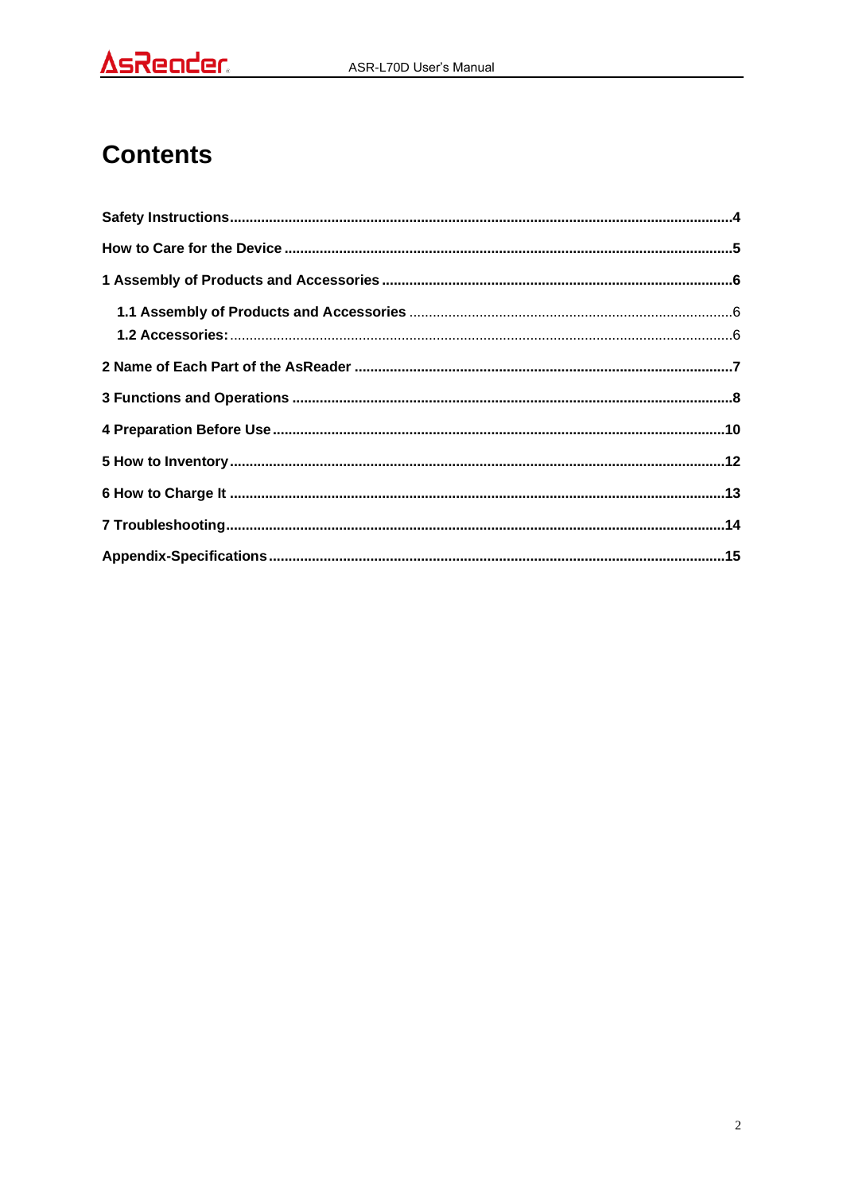# Contents

**Safety Instructions**...............................................................................................................4

**How to Care for the Device** ...................................................................................................5

**1 Assembly of Products and Accessories** ..............................................................................6

- **1.1 Assembly of Products and Accessories** .......................................................................6
- **1.2 Accessories:** ..................................................................................................................6

**2 Name of Each Part of the AsReader** ....................................................................................7

**3 Functions and Operations** ...................................................................................................8

**4 Preparation Before Use** ......................................................................................................10

**5 How to Inventory** .................................................................................................................12

**6 How to Charge It** .................................................................................................................13

**7 Troubleshooting**...................................................................................................................14

**Appendix-Specifications** .......................................................................................................15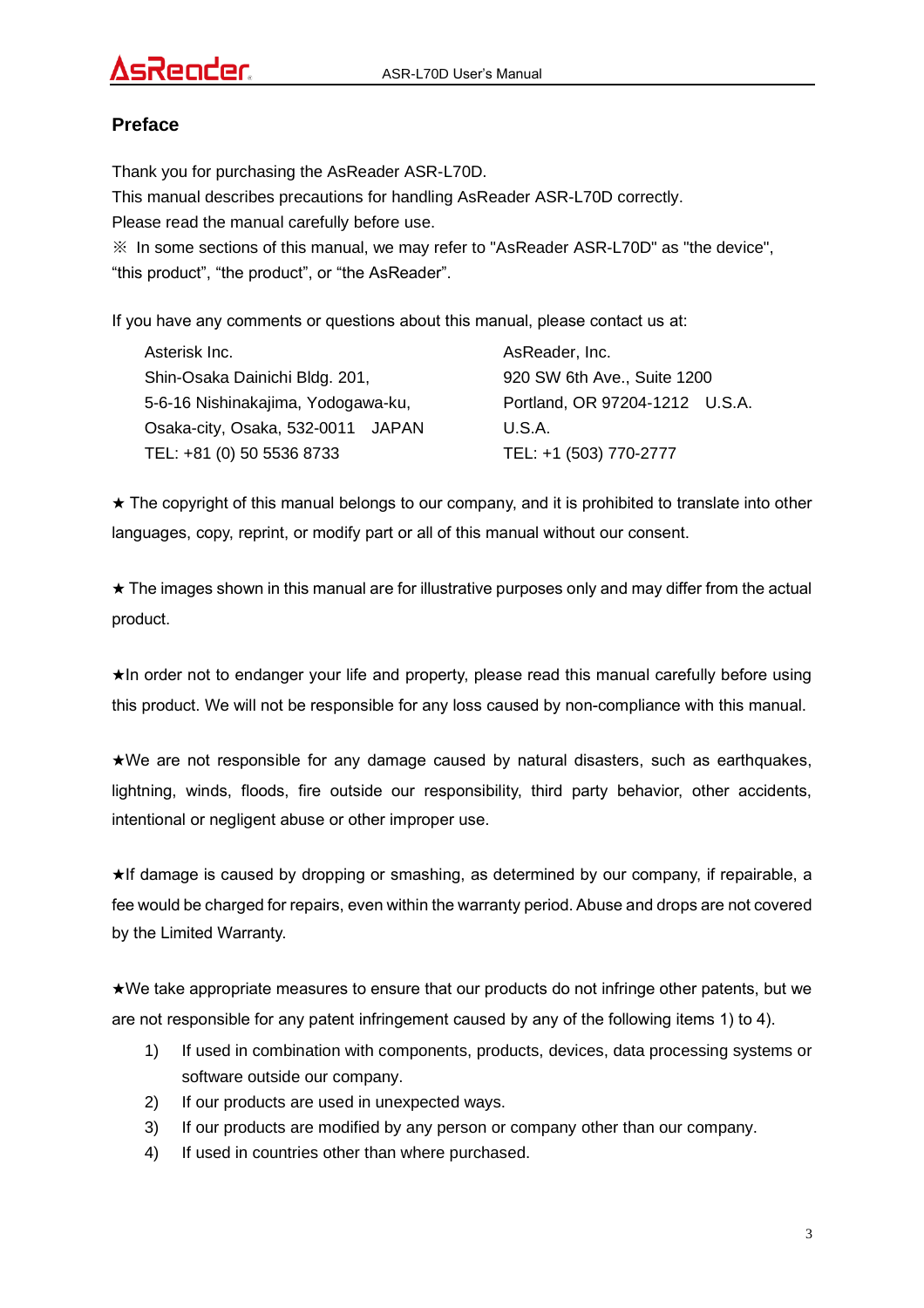## Preface

Thank you for purchasing the AsReader ASR-L70D.
This manual describes precautions for handling AsReader ASR-L70D correctly.
Please read the manual carefully before use.
※ In some sections of this manual, we may refer to "AsReader ASR-L70D" as "the device", “this product”, “the product”, or “the AsReader”.

If you have any comments or questions about this manual, please contact us at:

Asterisk Inc.
Shin-Osaka Dainichi Bldg. 201,
5-6-16 Nishinakajima, Yodogawa-ku,
Osaka-city, Osaka, 532-0011 JAPAN
TEL: +81 (0) 50 5536 8733

AsReader, Inc.
920 SW 6th Ave., Suite 1200
Portland, OR 97204-1212 U.S.A.
U.S.A.
TEL: +1 (503) 770-2777

★ The copyright of this manual belongs to our company, and it is prohibited to translate into other languages, copy, reprint, or modify part or all of this manual without our consent.

★ The images shown in this manual are for illustrative purposes only and may differ from the actual product.

★In order not to endanger your life and property, please read this manual carefully before using this product. We will not be responsible for any loss caused by non-compliance with this manual.

★We are not responsible for any damage caused by natural disasters, such as earthquakes, lightning, winds, floods, fire outside our responsibility, third party behavior, other accidents, intentional or negligent abuse or other improper use.

★If damage is caused by dropping or smashing, as determined by our company, if repairable, a fee would be charged for repairs, even within the warranty period. Abuse and drops are not covered by the Limited Warranty.

★We take appropriate measures to ensure that our products do not infringe other patents, but we are not responsible for any patent infringement caused by any of the following items 1) to 4).

1) If used in combination with components, products, devices, data processing systems or software outside our company.
2) If our products are used in unexpected ways.
3) If our products are modified by any person or company other than our company.
4) If used in countries other than where purchased.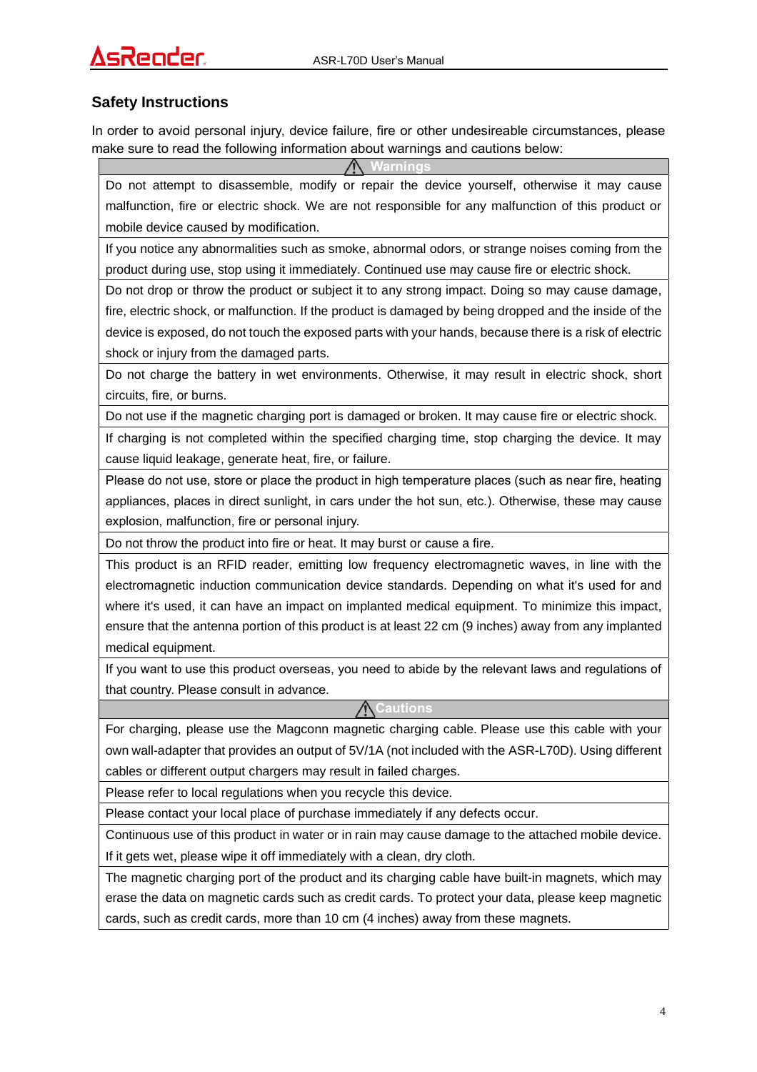## Safety Instructions

In order to avoid personal injury, device failure, fire or other undesireable circumstances, please make sure to read the following information about warnings and cautions below:

| ⚠ Warnings |
| --- |
| Do not attempt to disassemble, modify or repair the device yourself, otherwise it may cause malfunction, fire or electric shock. We are not responsible for any malfunction of this product or mobile device caused by modification. |
| If you notice any abnormalities such as smoke, abnormal odors, or strange noises coming from the product during use, stop using it immediately. Continued use may cause fire or electric shock. |
| Do not drop or throw the product or subject it to any strong impact. Doing so may cause damage, fire, electric shock, or malfunction. If the product is damaged by being dropped and the inside of the device is exposed, do not touch the exposed parts with your hands, because there is a risk of electric shock or injury from the damaged parts. |
| Do not charge the battery in wet environments. Otherwise, it may result in electric shock, short circuits, fire, or burns. |
| Do not use if the magnetic charging port is damaged or broken. It may cause fire or electric shock. |
| If charging is not completed within the specified charging time, stop charging the device. It may cause liquid leakage, generate heat, fire, or failure. |
| Please do not use, store or place the product in high temperature places (such as near fire, heating appliances, places in direct sunlight, in cars under the hot sun, etc.). Otherwise, these may cause explosion, malfunction, fire or personal injury. |
| Do not throw the product into fire or heat. It may burst or cause a fire. |
| This product is an RFID reader, emitting low frequency electromagnetic waves, in line with the electromagnetic induction communication device standards. Depending on what it's used for and where it's used, it can have an impact on implanted medical equipment. To minimize this impact, ensure that the antenna portion of this product is at least 22 cm (9 inches) away from any implanted medical equipment. |
| If you want to use this product overseas, you need to abide by the relevant laws and regulations of that country. Please consult in advance. |
| **⚠ Cautions** |
| For charging, please use the Magconn magnetic charging cable. Please use this cable with your own wall-adapter that provides an output of 5V/1A (not included with the ASR-L70D). Using different cables or different output chargers may result in failed charges. |
| Please refer to local regulations when you recycle this device. |
| Please contact your local place of purchase immediately if any defects occur. |
| Continuous use of this product in water or in rain may cause damage to the attached mobile device. If it gets wet, please wipe it off immediately with a clean, dry cloth. |
| The magnetic charging port of the product and its charging cable have built-in magnets, which may erase the data on magnetic cards such as credit cards. To protect your data, please keep magnetic cards, such as credit cards, more than 10 cm (4 inches) away from these magnets. |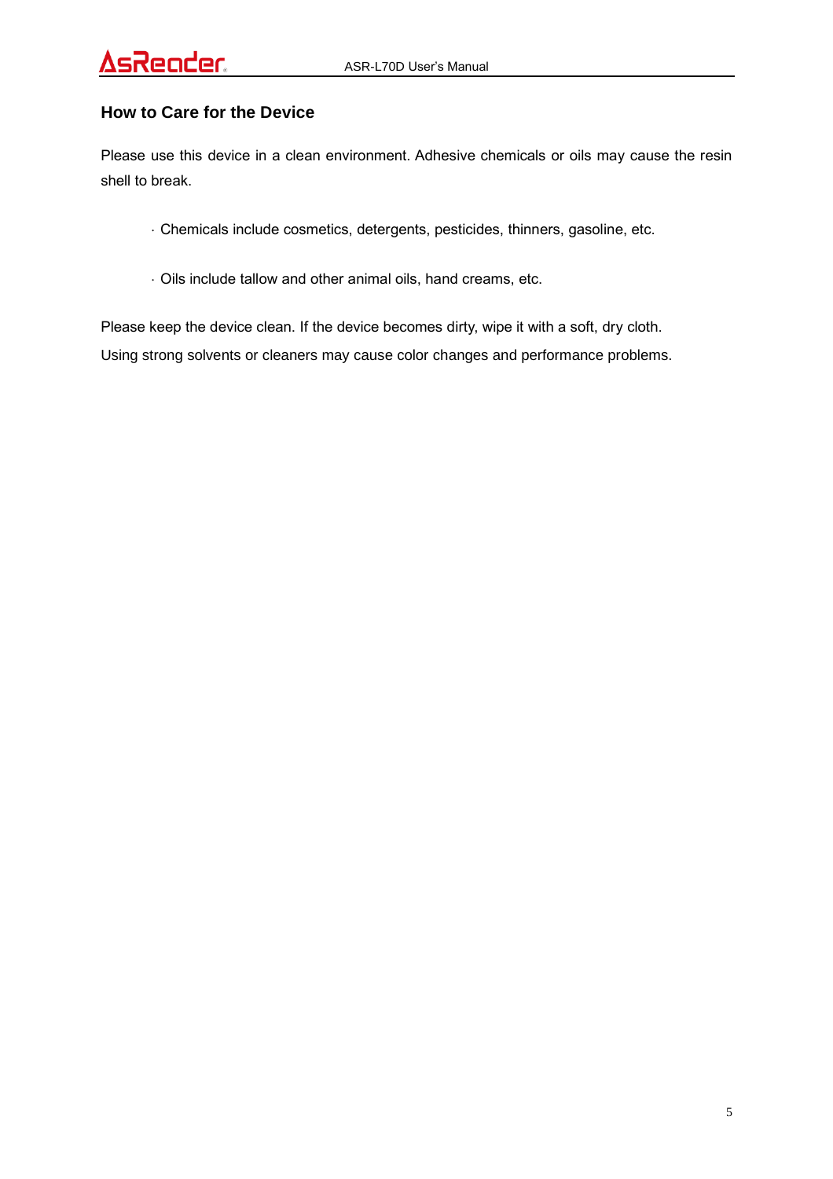### How to Care for the Device

Please use this device in a clean environment. Adhesive chemicals or oils may cause the resin shell to break.

- Chemicals include cosmetics, detergents, pesticides, thinners, gasoline, etc.
- Oils include tallow and other animal oils, hand creams, etc.

Please keep the device clean. If the device becomes dirty, wipe it with a soft, dry cloth.
Using strong solvents or cleaners may cause color changes and performance problems.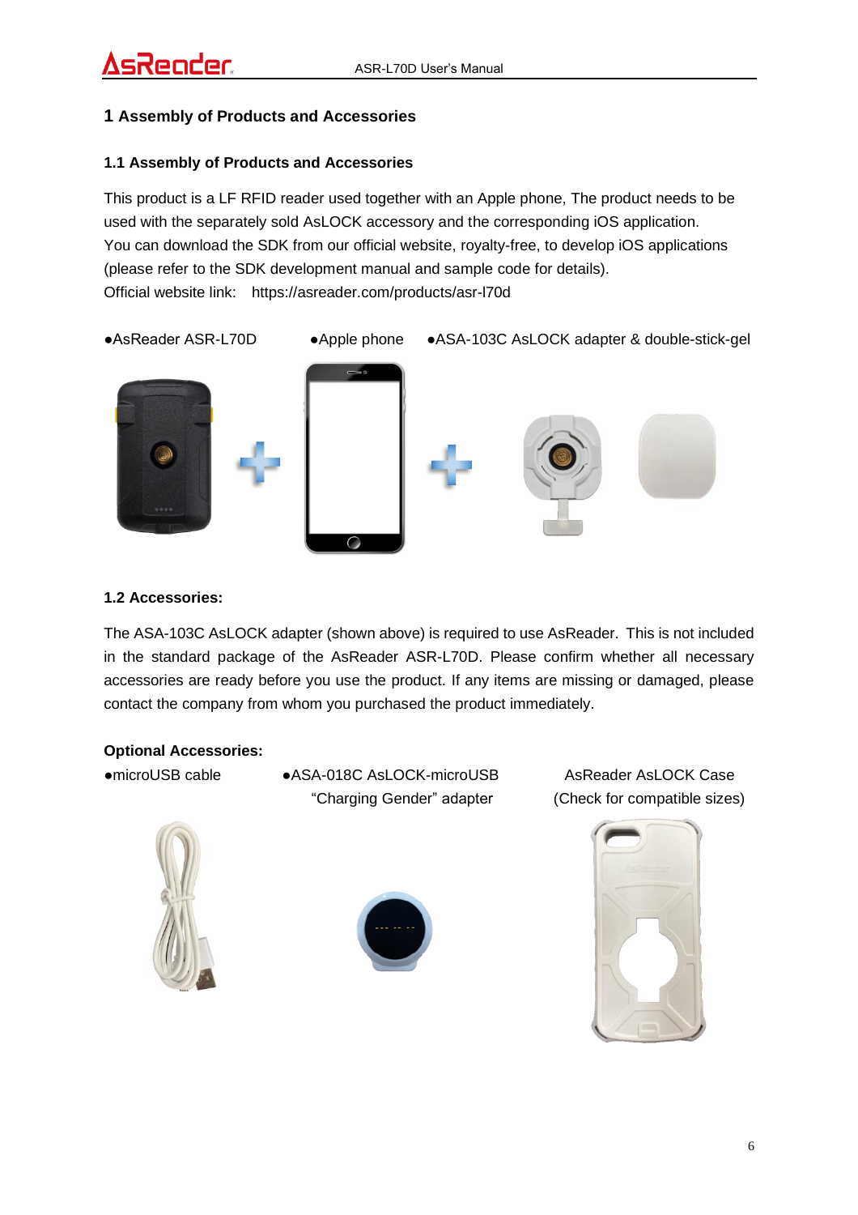# 1 Assembly of Products and Accessories

## 1.1 Assembly of Products and Accessories

This product is a LF RFID reader used together with an Apple phone, The product needs to be used with the separately sold AsLOCK accessory and the corresponding iOS application.
You can download the SDK from our official website, royalty-free, to develop iOS applications (please refer to the SDK development manual and sample code for details).
Official website link: https://asreader.com/products/asr-l70d

●AsReader ASR-L70D ●Apple phone ●ASA-103C AsLOCK adapter & double-stick-gel

## 1.2 Accessories:

The ASA-103C AsLOCK adapter (shown above) is required to use AsReader. This is not included in the standard package of the AsReader ASR-L70D. Please confirm whether all necessary accessories are ready before you use the product. If any items are missing or damaged, please contact the company from whom you purchased the product immediately.

**Optional Accessories:**

●microUSB cable

●ASA-018C AsLOCK-microUSB “Charging Gender” adapter

AsReader AsLOCK Case (Check for compatible sizes)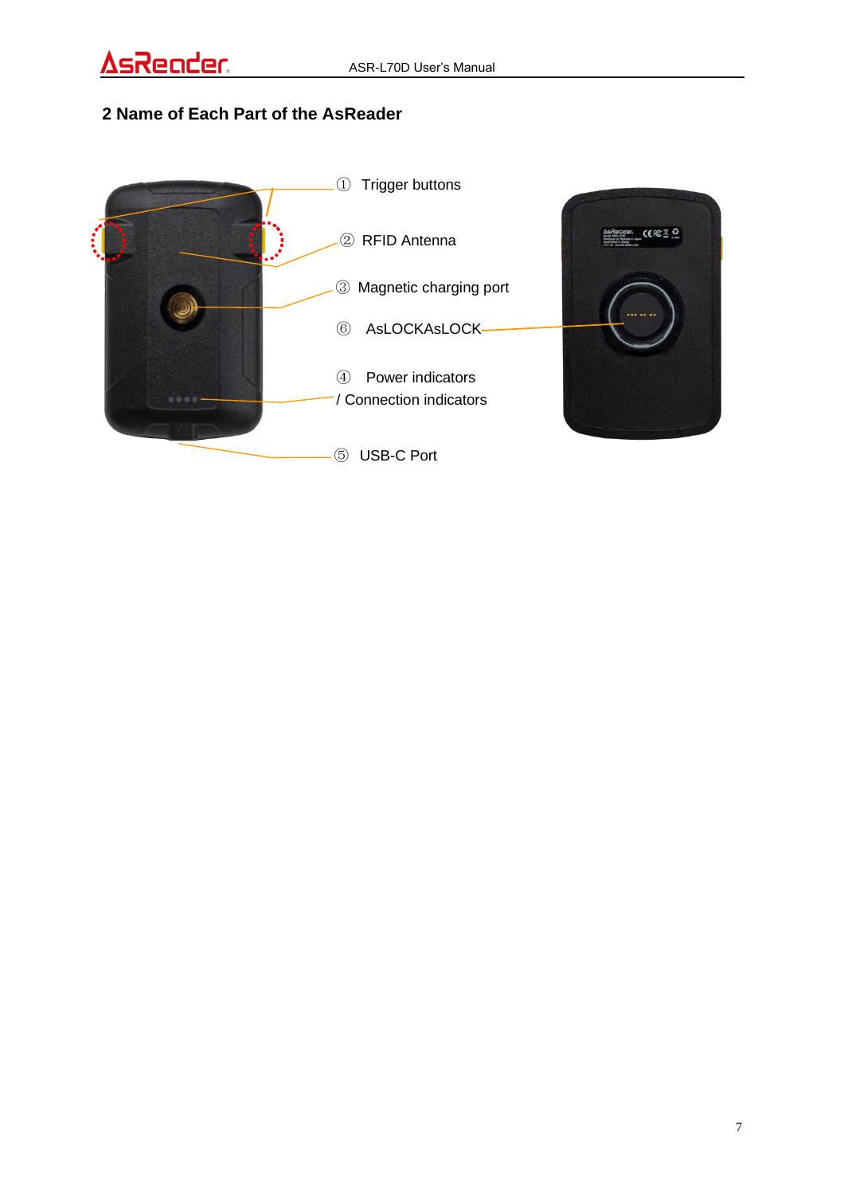## 2 Name of Each Part of the AsReader

① Trigger buttons

② RFID Antenna

③ Magnetic charging port

⑥ AsLOCKAsLOCK

④ Power indicators / Connection indicators

⑤ USB-C Port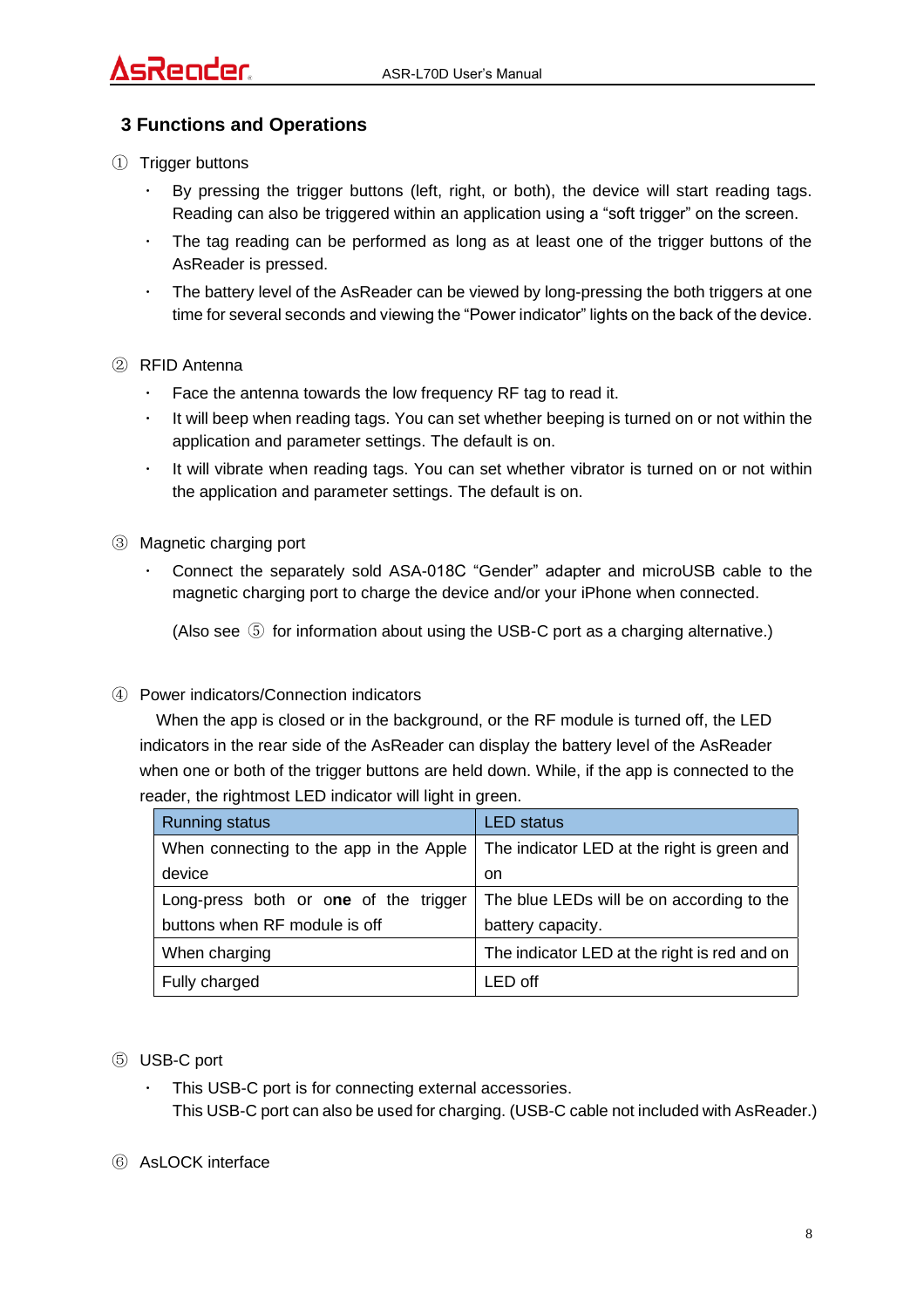## 3 Functions and Operations

① Trigger buttons

- By pressing the trigger buttons (left, right, or both), the device will start reading tags. Reading can also be triggered within an application using a “soft trigger” on the screen.
- The tag reading can be performed as long as at least one of the trigger buttons of the AsReader is pressed.
- The battery level of the AsReader can be viewed by long-pressing the both triggers at one time for several seconds and viewing the “Power indicator” lights on the back of the device.

② RFID Antenna

- Face the antenna towards the low frequency RF tag to read it.
- It will beep when reading tags. You can set whether beeping is turned on or not within the application and parameter settings. The default is on.
- It will vibrate when reading tags. You can set whether vibrator is turned on or not within the application and parameter settings. The default is on.

③ Magnetic charging port

- Connect the separately sold ASA-018C “Gender” adapter and microUSB cable to the magnetic charging port to charge the device and/or your iPhone when connected.

  (Also see ⑤ for information about using the USB-C port as a charging alternative.)

④ Power indicators/Connection indicators

When the app is closed or in the background, or the RF module is turned off, the LED indicators in the rear side of the AsReader can display the battery level of the AsReader when one or both of the trigger buttons are held down. While, if the app is connected to the reader, the rightmost LED indicator will light in green.

| Running status | LED status |
|---|---|
| When connecting to the app in the Apple device | The indicator LED at the right is green and on |
| Long-press both or o**ne** of the trigger buttons when RF module is off | The blue LEDs will be on according to the battery capacity. |
| When charging | The indicator LED at the right is red and on |
| Fully charged | LED off |

⑤ USB-C port

- This USB-C port is for connecting external accessories.
  This USB-C port can also be used for charging. (USB-C cable not included with AsReader.)

⑥ AsLOCK interface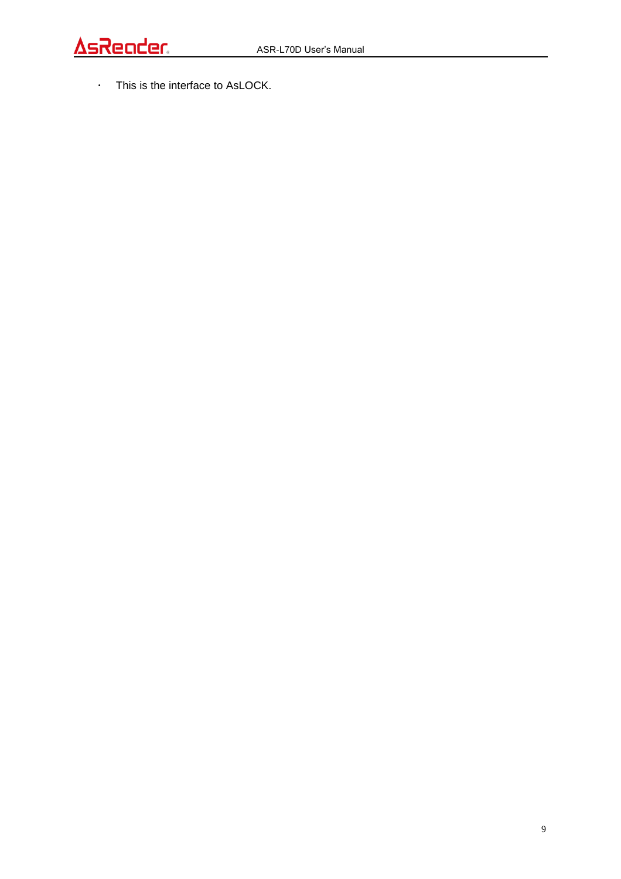- This is the interface to AsLOCK.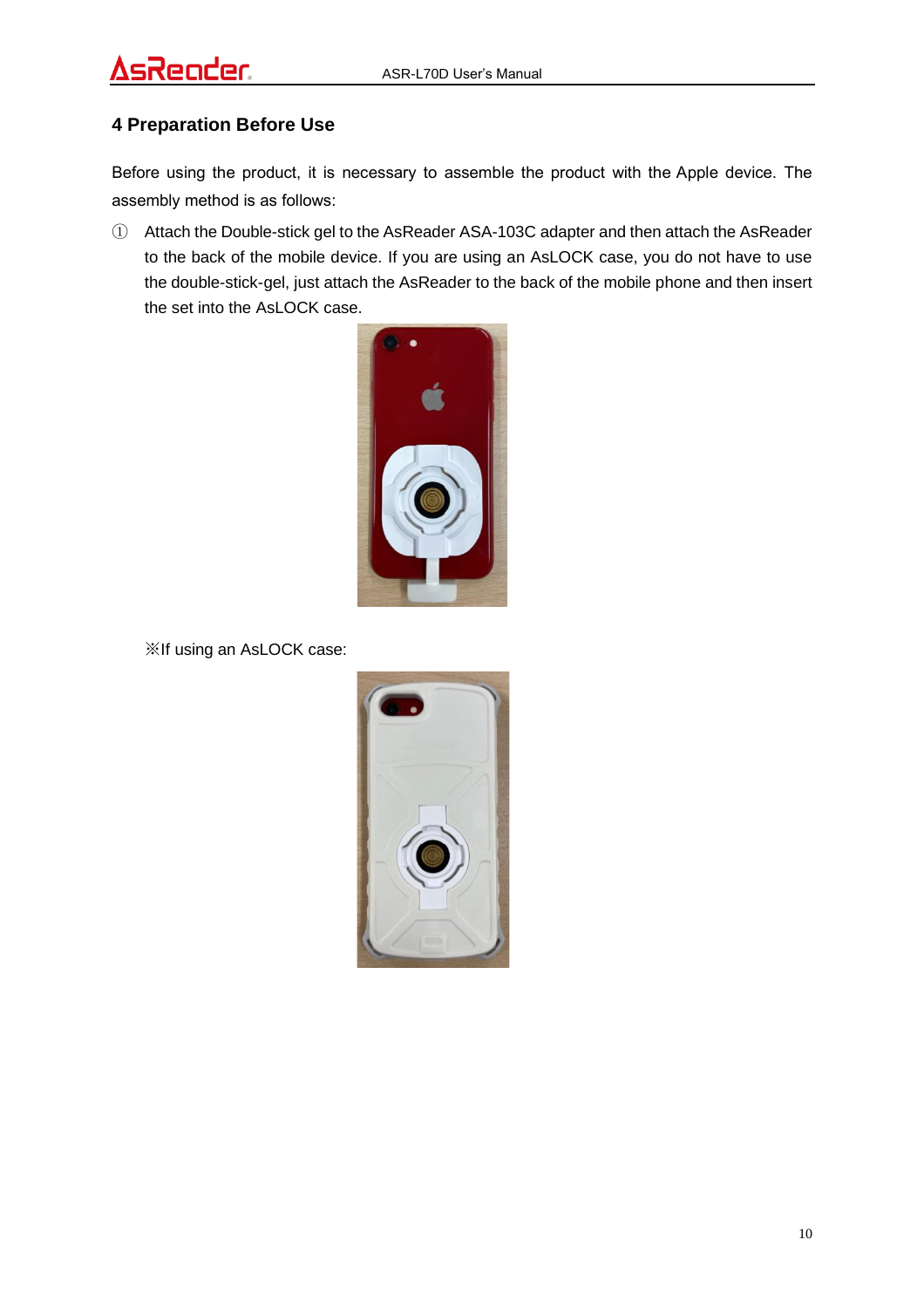# 4 Preparation Before Use

Before using the product, it is necessary to assemble the product with the Apple device. The assembly method is as follows:

① Attach the Double-stick gel to the AsReader ASA-103C adapter and then attach the AsReader to the back of the mobile device. If you are using an AsLOCK case, you do not have to use the double-stick-gel, just attach the AsReader to the back of the mobile phone and then insert the set into the AsLOCK case.

※If using an AsLOCK case: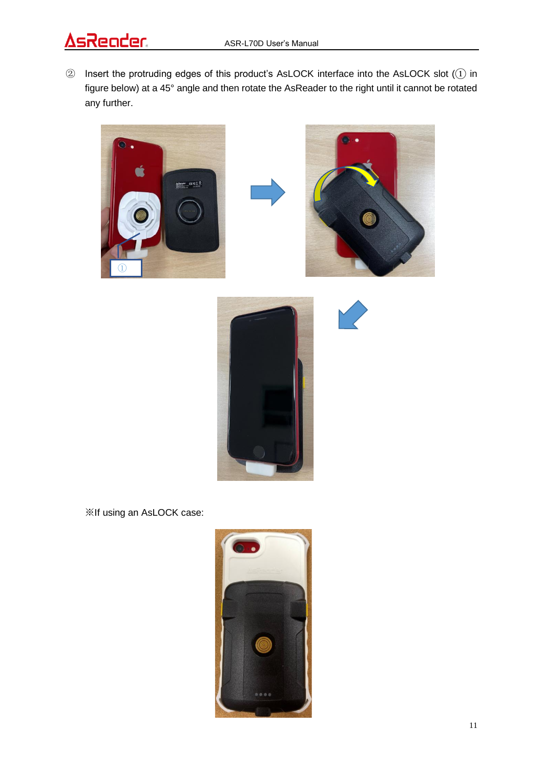② Insert the protruding edges of this product's AsLOCK interface into the AsLOCK slot (① in figure below) at a 45° angle and then rotate the AsReader to the right until it cannot be rotated any further.

※If using an AsLOCK case: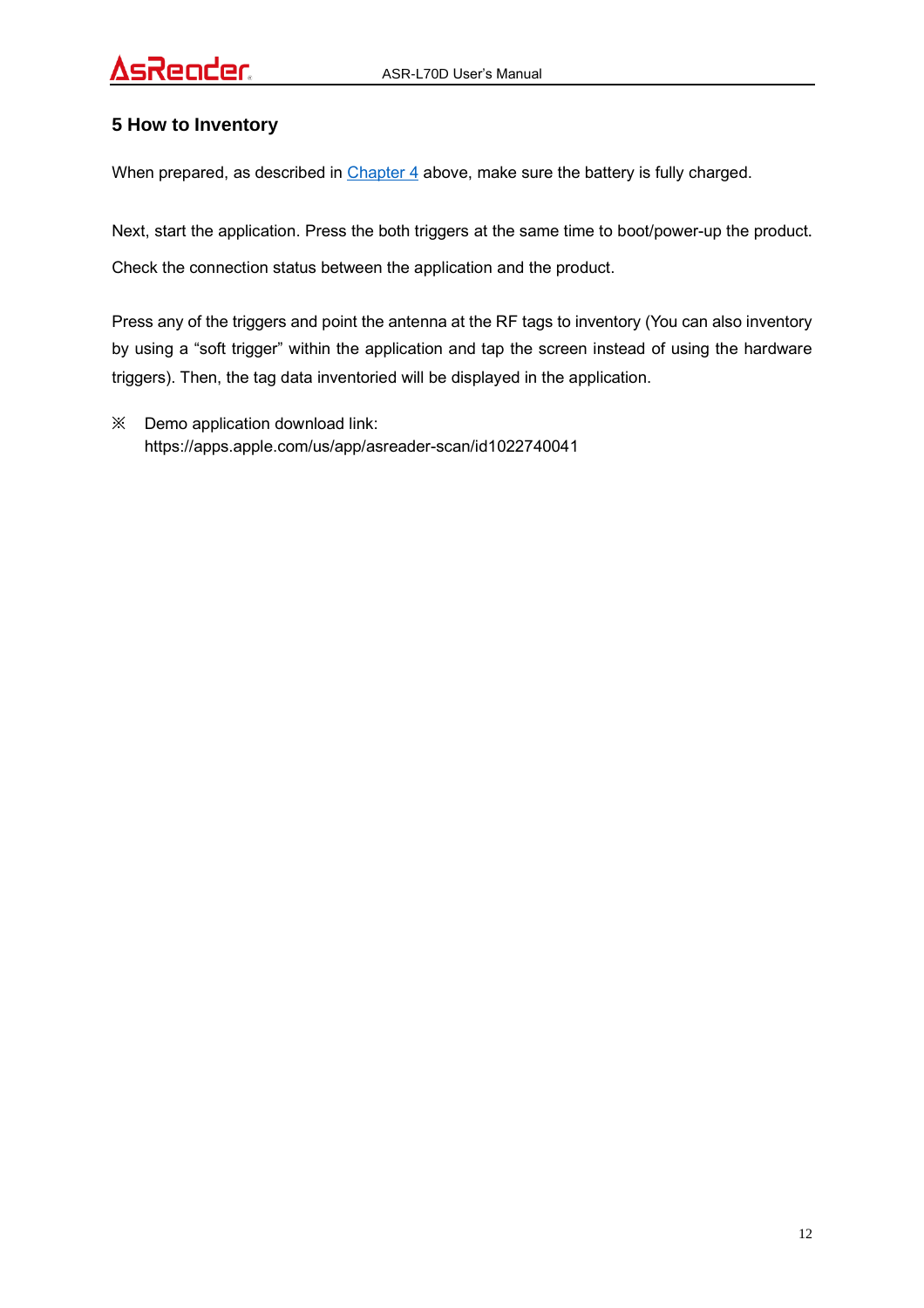## 5 How to Inventory

When prepared, as described in Chapter 4 above, make sure the battery is fully charged.

Next, start the application. Press the both triggers at the same time to boot/power-up the product. Check the connection status between the application and the product.

Press any of the triggers and point the antenna at the RF tags to inventory (You can also inventory by using a “soft trigger” within the application and tap the screen instead of using the hardware triggers). Then, the tag data inventoried will be displayed in the application.

※ Demo application download link:
https://apps.apple.com/us/app/asreader-scan/id1022740041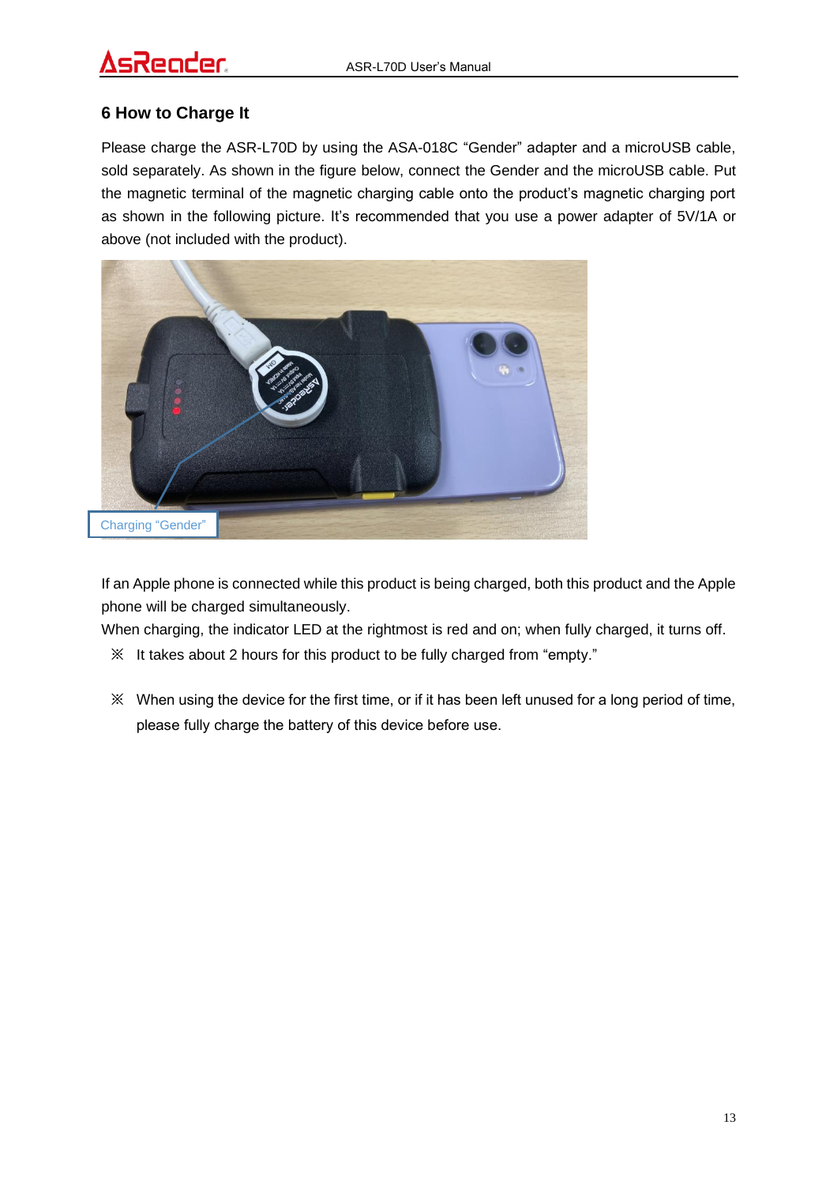## 6 How to Charge It

Please charge the ASR-L70D by using the ASA-018C “Gender” adapter and a microUSB cable, sold separately. As shown in the figure below, connect the Gender and the microUSB cable. Put the magnetic terminal of the magnetic charging cable onto the product’s magnetic charging port as shown in the following picture. It’s recommended that you use a power adapter of 5V/1A or above (not included with the product).

Charging “Gender”

If an Apple phone is connected while this product is being charged, both this product and the Apple phone will be charged simultaneously.

When charging, the indicator LED at the rightmost is red and on; when fully charged, it turns off.

※ It takes about 2 hours for this product to be fully charged from “empty.”

※ When using the device for the first time, or if it has been left unused for a long period of time, please fully charge the battery of this device before use.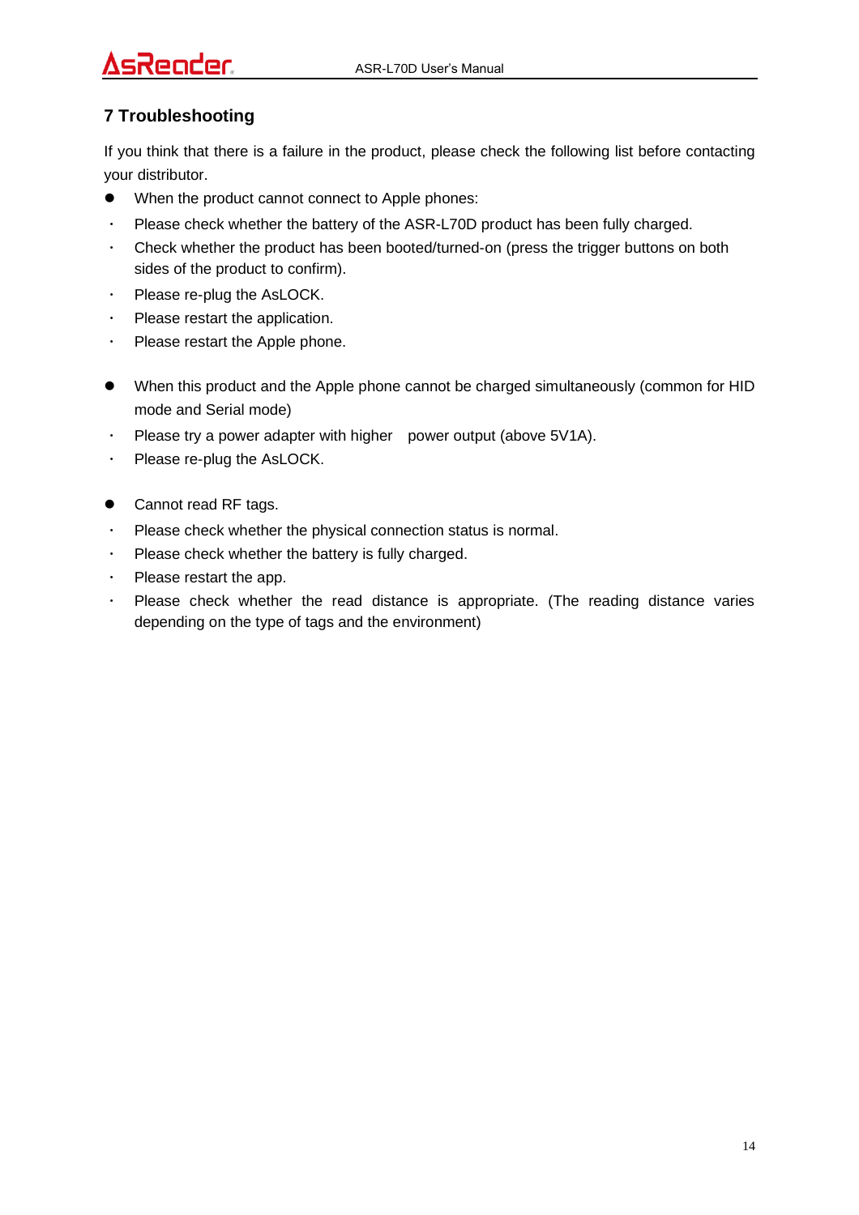## 7 Troubleshooting

If you think that there is a failure in the product, please check the following list before contacting your distributor.

- When the product cannot connect to Apple phones:
  - Please check whether the battery of the ASR-L70D product has been fully charged.
  - Check whether the product has been booted/turned-on (press the trigger buttons on both sides of the product to confirm).
  - Please re-plug the AsLOCK.
  - Please restart the application.
  - Please restart the Apple phone.

- When this product and the Apple phone cannot be charged simultaneously (common for HID mode and Serial mode)
  - Please try a power adapter with higher power output (above 5V1A).
  - Please re-plug the AsLOCK.

- Cannot read RF tags.
  - Please check whether the physical connection status is normal.
  - Please check whether the battery is fully charged.
  - Please restart the app.
  - Please check whether the read distance is appropriate. (The reading distance varies depending on the type of tags and the environment)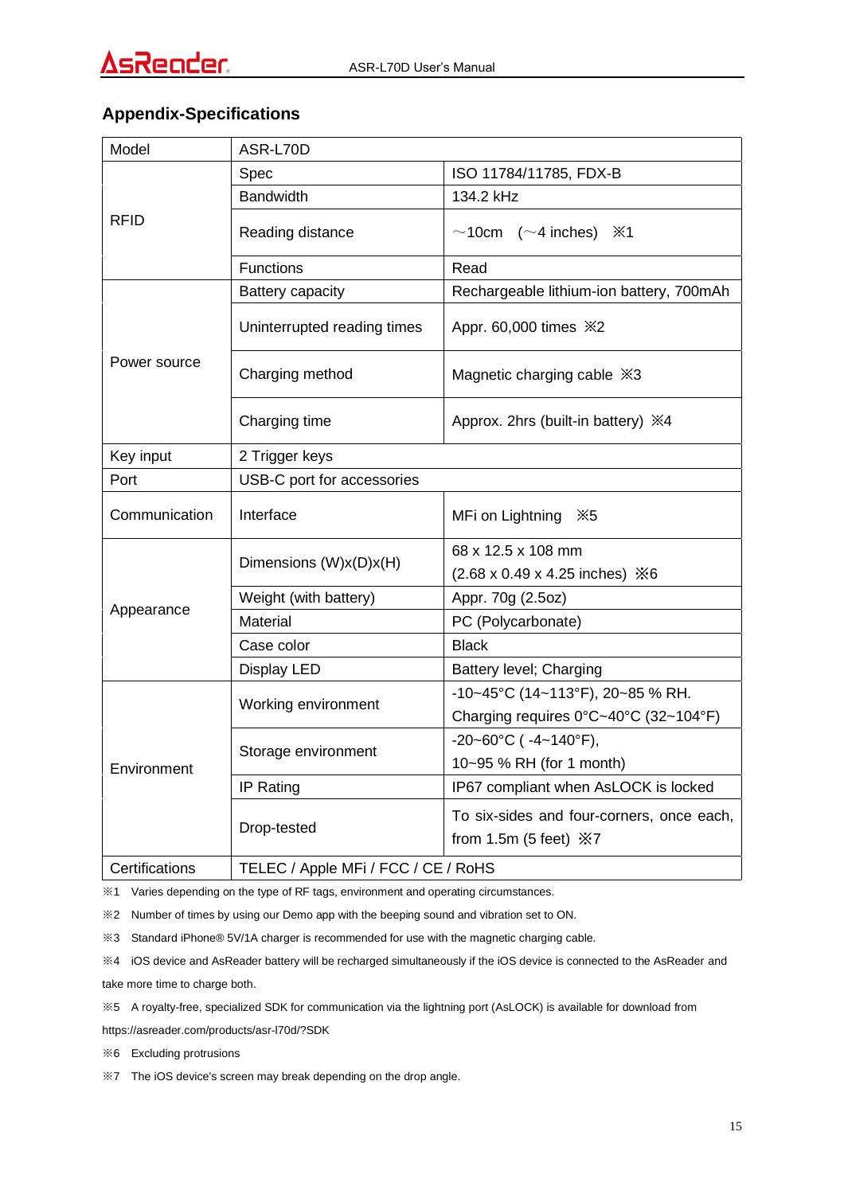## Appendix-Specifications

| Model | ASR-L70D | |
|---|---|---|
| RFID | Spec | ISO 11784/11785, FDX-B |
| | Bandwidth | 134.2 kHz |
| | Reading distance | ～10cm (～4 inches) ※1 |
| | Functions | Read |
| Power source | Battery capacity | Rechargeable lithium-ion battery, 700mAh |
| | Uninterrupted reading times | Appr. 60,000 times ※2 |
| | Charging method | Magnetic charging cable ※3 |
| | Charging time | Approx. 2hrs (built-in battery) ※4 |
| Key input | 2 Trigger keys | |
| Port | USB-C port for accessories | |
| Communication | Interface | MFi on Lightning ※5 |
| Appearance | Dimensions (W)x(D)x(H) | 68 x 12.5 x 108 mm (2.68 x 0.49 x 4.25 inches) ※6 |
| | Weight (with battery) | Appr. 70g (2.5oz) |
| | Material | PC (Polycarbonate) |
| | Case color | Black |
| | Display LED | Battery level; Charging |
| Environment | Working environment | -10~45°C (14~113°F), 20~85 % RH. Charging requires 0°C~40°C (32~104°F) |
| | Storage environment | -20~60°C ( -4~140°F), 10~95 % RH (for 1 month) |
| | IP Rating | IP67 compliant when AsLOCK is locked |
| | Drop-tested | To six-sides and four-corners, once each, from 1.5m (5 feet) ※7 |
| Certifications | TELEC / Apple MFi / FCC / CE / RoHS | |

※1 Varies depending on the type of RF tags, environment and operating circumstances.

※2 Number of times by using our Demo app with the beeping sound and vibration set to ON.

※3 Standard iPhone® 5V/1A charger is recommended for use with the magnetic charging cable.

※4 iOS device and AsReader battery will be recharged simultaneously if the iOS device is connected to the AsReader and take more time to charge both.

※5 A royalty-free, specialized SDK for communication via the lightning port (AsLOCK) is available for download from https://asreader.com/products/asr-l70d/?SDK

※6 Excluding protrusions

※7 The iOS device's screen may break depending on the drop angle.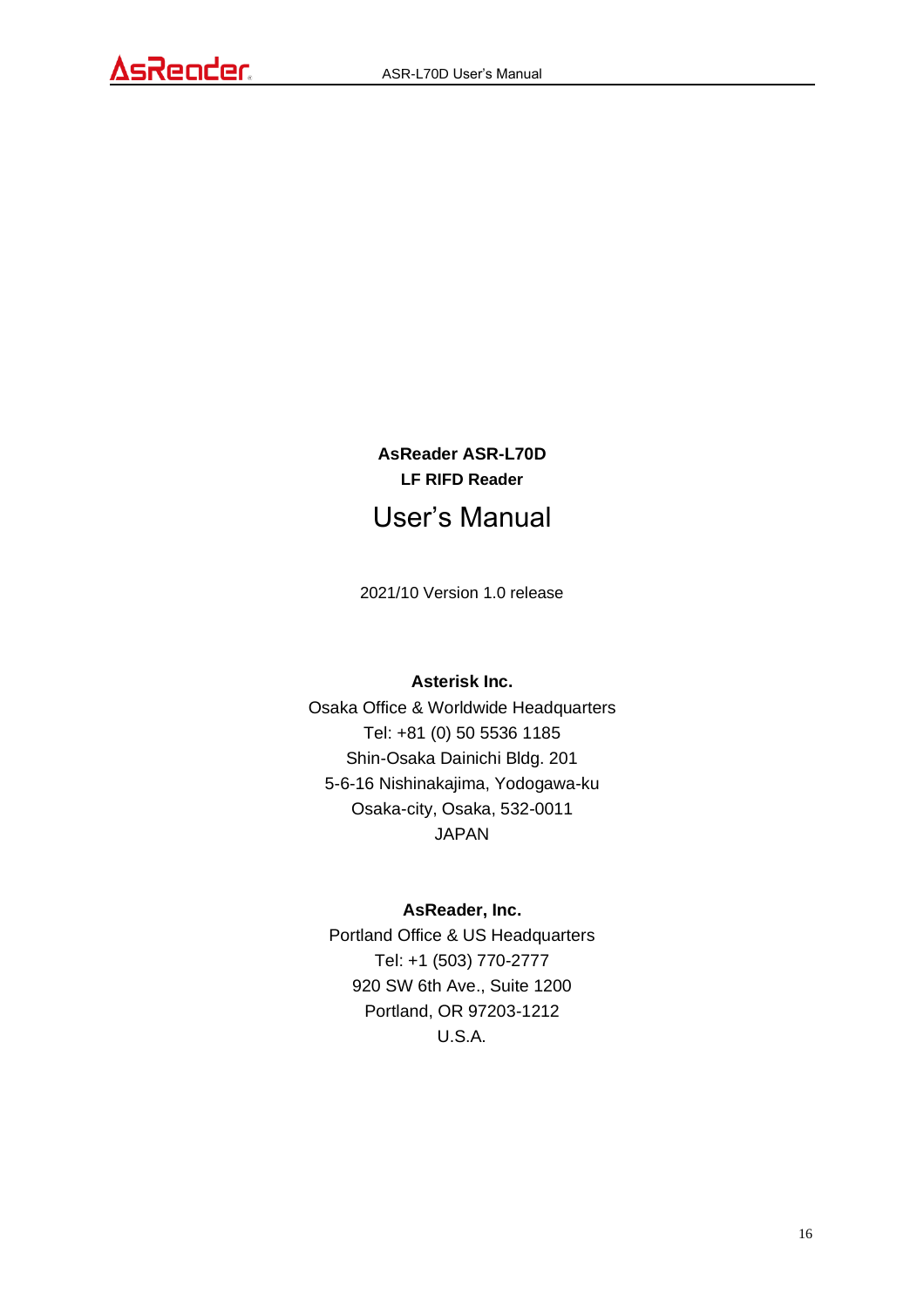**AsReader ASR-L70D**

**LF RIFD Reader**

# User's Manual

2021/10 Version 1.0 release

**Asterisk Inc.**

Osaka Office & Worldwide Headquarters

Tel: +81 (0) 50 5536 1185

Shin-Osaka Dainichi Bldg. 201

5-6-16 Nishinakajima, Yodogawa-ku

Osaka-city, Osaka, 532-0011

JAPAN

**AsReader, Inc.**

Portland Office & US Headquarters

Tel: +1 (503) 770-2777

920 SW 6th Ave., Suite 1200

Portland, OR 97203-1212

U.S.A.